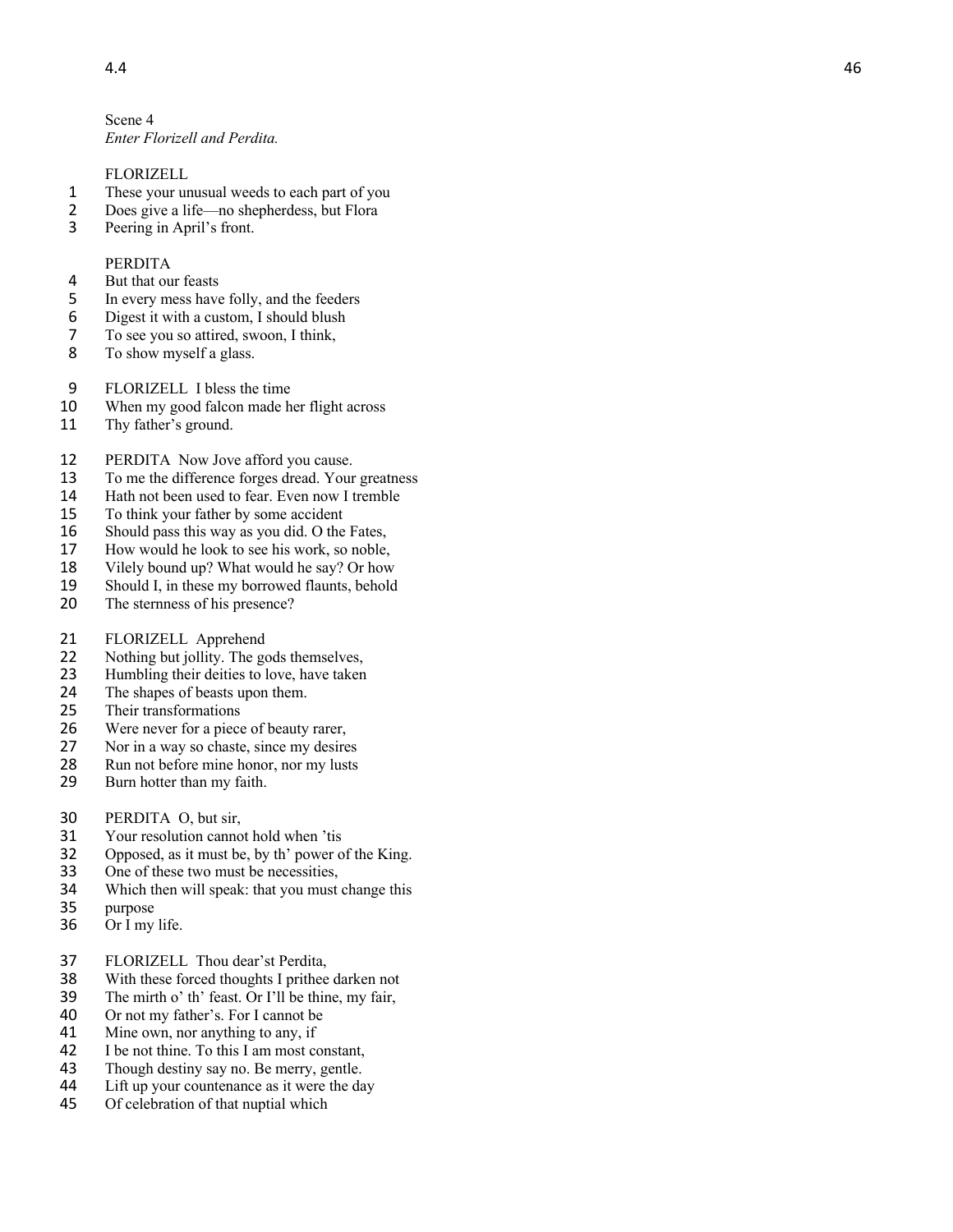Scene 4

*Enter Florizell and Perdita.*

FLORIZELL

1 These your unusual weeds to each part of you
2 Does give a life—no shepherdess, but Flora
3 Peering in April's front.

PERDITA

4 But that our feasts
5 In every mess have folly, and the feeders
6 Digest it with a custom, I should blush
7 To see you so attired, swoon, I think,
8 To show myself a glass.

9 FLORIZELL I bless the time
10 When my good falcon made her flight across
11 Thy father's ground.

12 PERDITA Now Jove afford you cause.
13 To me the difference forges dread. Your greatness
14 Hath not been used to fear. Even now I tremble
15 To think your father by some accident
16 Should pass this way as you did. O the Fates,
17 How would he look to see his work, so noble,
18 Vilely bound up? What would he say? Or how
19 Should I, in these my borrowed flaunts, behold
20 The sternness of his presence?

21 FLORIZELL Apprehend
22 Nothing but jollity. The gods themselves,
23 Humbling their deities to love, have taken
24 The shapes of beasts upon them.
25 Their transformations
26 Were never for a piece of beauty rarer,
27 Nor in a way so chaste, since my desires
28 Run not before mine honor, nor my lusts
29 Burn hotter than my faith.

30 PERDITA O, but sir,
31 Your resolution cannot hold when 'tis
32 Opposed, as it must be, by th' power of the King.
33 One of these two must be necessities,
34 Which then will speak: that you must change this
35 purpose
36 Or I my life.

37 FLORIZELL Thou dear'st Perdita,
38 With these forced thoughts I prithee darken not
39 The mirth o' th' feast. Or I'll be thine, my fair,
40 Or not my father's. For I cannot be
41 Mine own, nor anything to any, if
42 I be not thine. To this I am most constant,
43 Though destiny say no. Be merry, gentle.
44 Lift up your countenance as it were the day
45 Of celebration of that nuptial which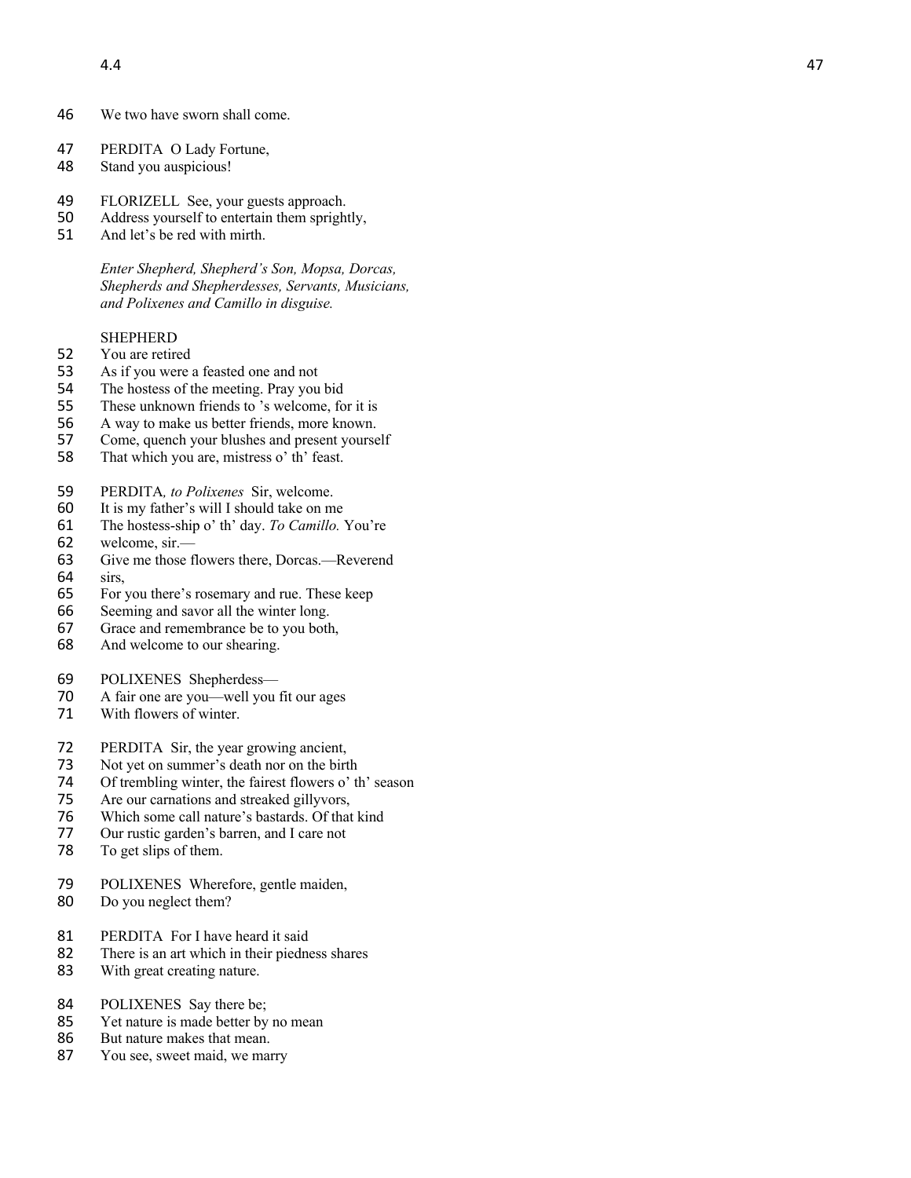46 We two have sworn shall come.

47 PERDITA O Lady Fortune,
48 Stand you auspicious!

49 FLORIZELL See, your guests approach.
50 Address yourself to entertain them sprightly,
51 And let's be red with mirth.

*Enter Shepherd, Shepherd's Son, Mopsa, Dorcas, Shepherds and Shepherdesses, Servants, Musicians, and Polixenes and Camillo in disguise.*

SHEPHERD
52 You are retired
53 As if you were a feasted one and not
54 The hostess of the meeting. Pray you bid
55 These unknown friends to 's welcome, for it is
56 A way to make us better friends, more known.
57 Come, quench your blushes and present yourself
58 That which you are, mistress o' th' feast.

59 PERDITA*, to Polixenes* Sir, welcome.
60 It is my father's will I should take on me
61 The hostess-ship o' th' day. *To Camillo.* You're
62 welcome, sir.—
63 Give me those flowers there, Dorcas.—Reverend
64 sirs,
65 For you there's rosemary and rue. These keep
66 Seeming and savor all the winter long.
67 Grace and remembrance be to you both,
68 And welcome to our shearing.

69 POLIXENES Shepherdess—
70 A fair one are you—well you fit our ages
71 With flowers of winter.

72 PERDITA Sir, the year growing ancient,
73 Not yet on summer's death nor on the birth
74 Of trembling winter, the fairest flowers o' th' season
75 Are our carnations and streaked gillyvors,
76 Which some call nature's bastards. Of that kind
77 Our rustic garden's barren, and I care not
78 To get slips of them.

79 POLIXENES Wherefore, gentle maiden,
80 Do you neglect them?

81 PERDITA For I have heard it said
82 There is an art which in their piedness shares
83 With great creating nature.

84 POLIXENES Say there be;
85 Yet nature is made better by no mean
86 But nature makes that mean.
87 You see, sweet maid, we marry